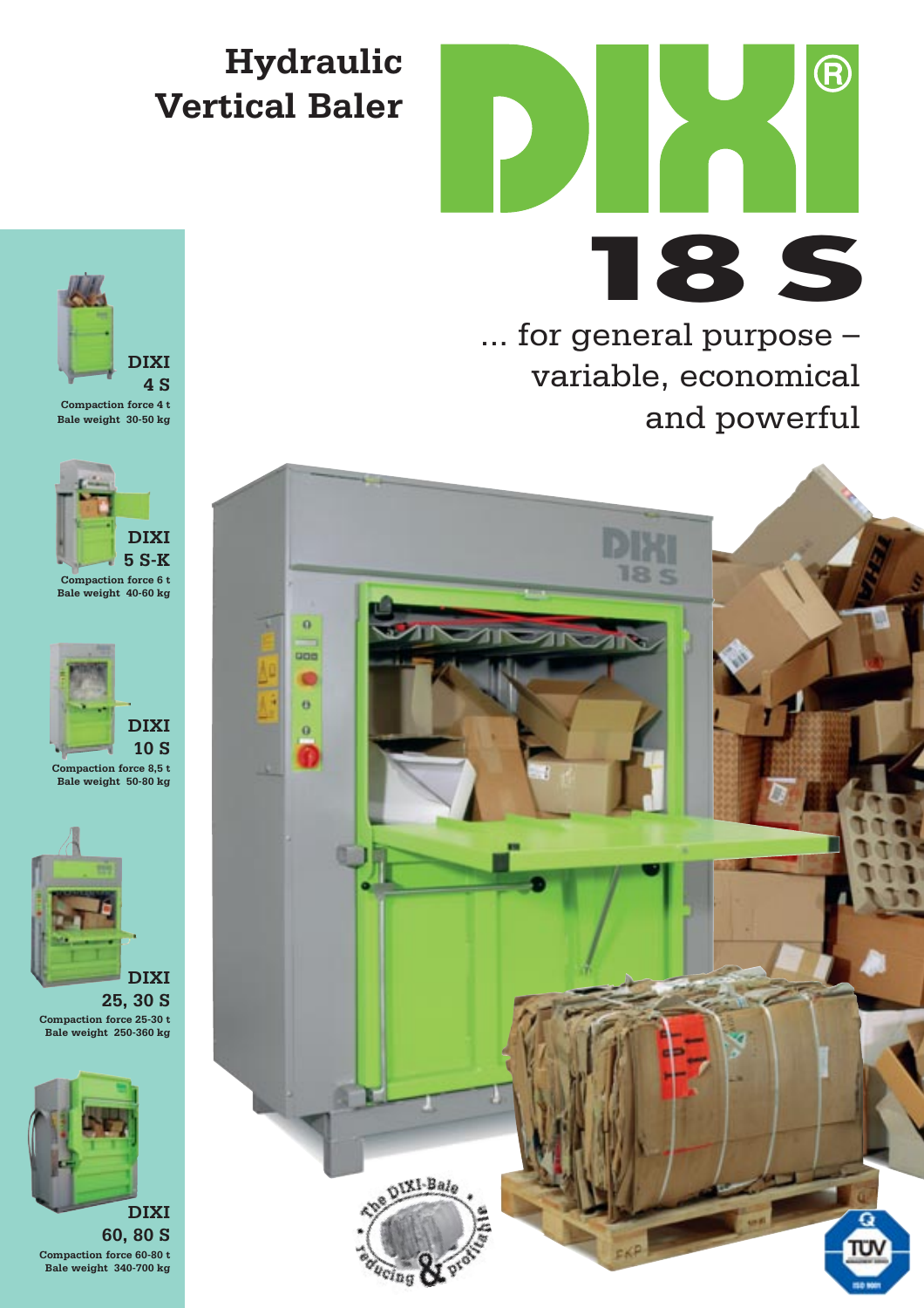# Hydraulic Vertical Baler

# DIXI®

## 18 S

... for general purpose – variable, economical and powerful

**DIXI 4 S**
Compaction force 4 t
Bale weight 30-50 kg

**DIXI 5 S-K**
Compaction force 6 t
Bale weight 40-60 kg

**DIXI 10 S**
Compaction force 8,5 t
Bale weight 50-80 kg

**DIXI 25, 30 S**
Compaction force 25-30 t
Bale weight 250-360 kg

**DIXI 60, 80 S**
Compaction force 60-80 t
Bale weight 340-700 kg

The DIXI-Bale • reducing & profitable •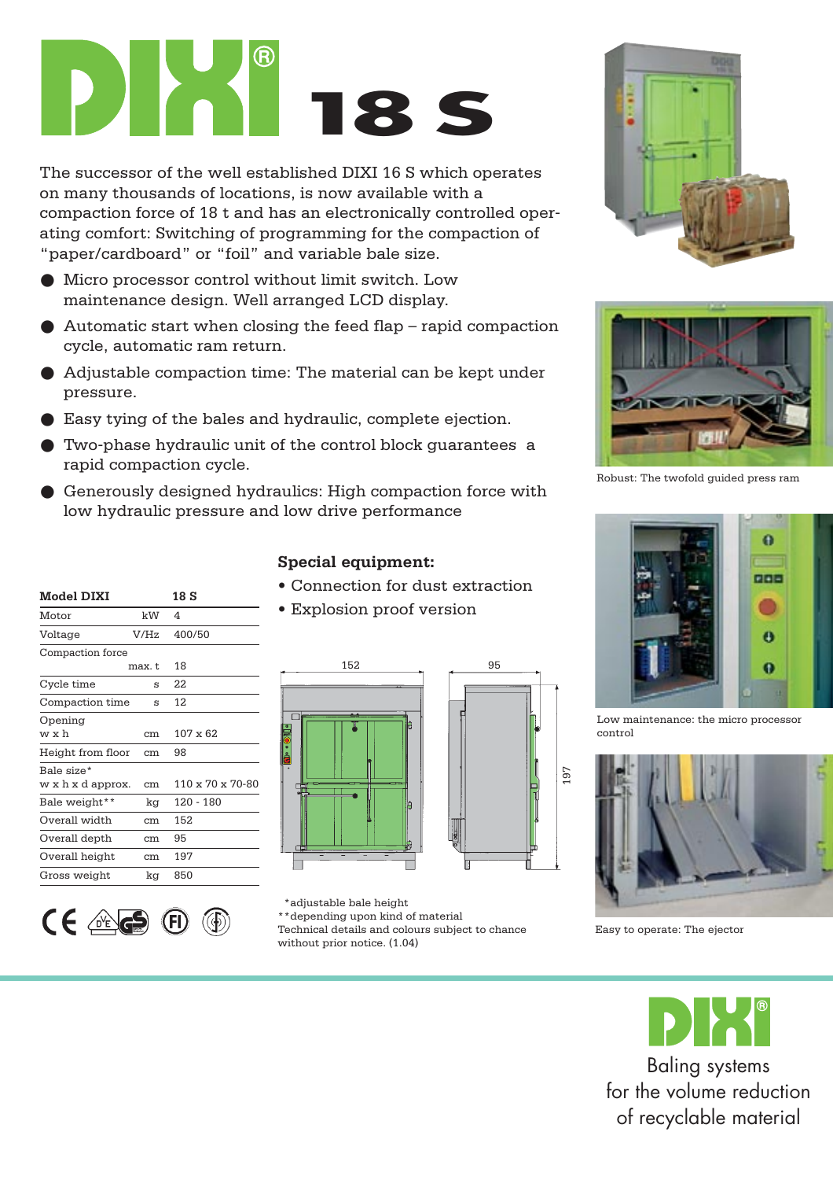# DIXI® 18 S

The successor of the well established DIXI 16 S which operates on many thousands of locations, is now available with a compaction force of 18 t and has an electronically controlled operating comfort: Switching of programming for the compaction of "paper/cardboard" or "foil" and variable bale size.

- Micro processor control without limit switch. Low maintenance design. Well arranged LCD display.
- Automatic start when closing the feed flap – rapid compaction cycle, automatic ram return.
- Adjustable compaction time: The material can be kept under pressure.
- Easy tying of the bales and hydraulic, complete ejection.
- Two-phase hydraulic unit of the control block guarantees a rapid compaction cycle.
- Generously designed hydraulics: High compaction force with low hydraulic pressure and low drive performance

| Model DIXI | | 18 S |
|---|---|---|
| Motor | kW | 4 |
| Voltage | V/Hz | 400/50 |
| Compaction force | max. t | 18 |
| Cycle time | s | 22 |
| Compaction time | s | 12 |
| Opening w x h | cm | 107 x 62 |
| Height from floor | cm | 98 |
| Bale size* w x h x d approx. | cm | 110 x 70 x 70-80 |
| Bale weight** | kg | 120 - 180 |
| Overall width | cm | 152 |
| Overall depth | cm | 95 |
| Overall height | cm | 197 |
| Gross weight | kg | 850 |

**Special equipment:**

- Connection for dust extraction
- Explosion proof version

152

95

197

*adjustable bale height
**depending upon kind of material
Technical details and colours subject to chance without prior notice. (1.04)

Robust: The twofold guided press ram

Low maintenance: the micro processor control

Easy to operate: The ejector

DIXI®
Baling systems
for the volume reduction
of recyclable material